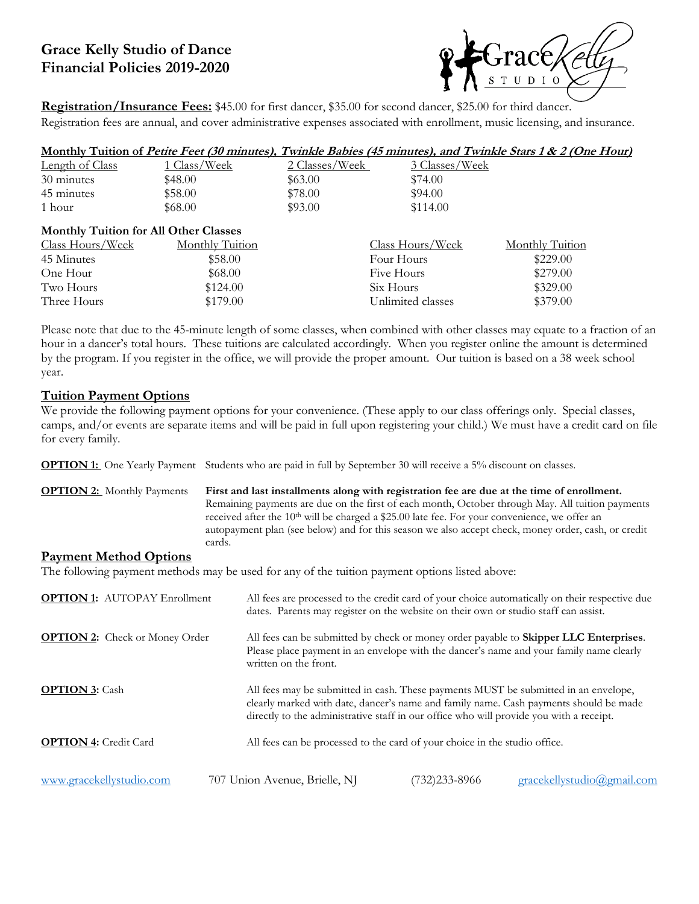# Grace Kelly Studio of Dance
## Financial Policies 2019-2020

**Registration/Insurance Fees:** $45.00 for first dancer, $35.00 for second dancer, $25.00 for third dancer. Registration fees are annual, and cover administrative expenses associated with enrollment, music licensing, and insurance.

**Monthly Tuition of *Petite Feet (30 minutes), Twinkle Babies (45 minutes), and Twinkle Stars 1 & 2 (One Hour)***

| Length of Class | 1 Class/Week | 2 Classes/Week | 3 Classes/Week |
|---|---|---|---|
| 30 minutes | $48.00 | $63.00 | $74.00 |
| 45 minutes | $58.00 | $78.00 | $94.00 |
| 1 hour | $68.00 | $93.00 | $114.00 |

**Monthly Tuition for All Other Classes**

| Class Hours/Week | Monthly Tuition | Class Hours/Week | Monthly Tuition |
|---|---|---|---|
| 45 Minutes | $58.00 | Four Hours | $229.00 |
| One Hour | $68.00 | Five Hours | $279.00 |
| Two Hours | $124.00 | Six Hours | $329.00 |
| Three Hours | $179.00 | Unlimited classes | $379.00 |

Please note that due to the 45-minute length of some classes, when combined with other classes may equate to a fraction of an hour in a dancer's total hours. These tuitions are calculated accordingly. When you register online the amount is determined by the program. If you register in the office, we will provide the proper amount. Our tuition is based on a 38 week school year.

## Tuition Payment Options

We provide the following payment options for your convenience. (These apply to our class offerings only. Special classes, camps, and/or events are separate items and will be paid in full upon registering your child.) We must have a credit card on file for every family.

**OPTION 1:** One Yearly Payment — Students who are paid in full by September 30 will receive a 5% discount on classes.

**OPTION 2:** Monthly Payments — **First and last installments along with registration fee are due at the time of enrollment.** Remaining payments are due on the first of each month, October through May. All tuition payments received after the 10th will be charged a $25.00 late fee. For your convenience, we offer an autopayment plan (see below) and for this season we also accept check, money order, cash, or credit cards.

## Payment Method Options

The following payment methods may be used for any of the tuition payment options listed above:

**OPTION 1:** AUTOPAY Enrollment — All fees are processed to the credit card of your choice automatically on their respective due dates. Parents may register on the website on their own or studio staff can assist.

**OPTION 2:** Check or Money Order — All fees can be submitted by check or money order payable to **Skipper LLC Enterprises**. Please place payment in an envelope with the dancer's name and your family name clearly written on the front.

**OPTION 3:** Cash — All fees may be submitted in cash. These payments MUST be submitted in an envelope, clearly marked with date, dancer's name and family name. Cash payments should be made directly to the administrative staff in our office who will provide you with a receipt.

**OPTION 4:** Credit Card — All fees can be processed to the card of your choice in the studio office.

www.gracekellystudio.com | 707 Union Avenue, Brielle, NJ | (732)233-8966 | gracekellystudio@gmail.com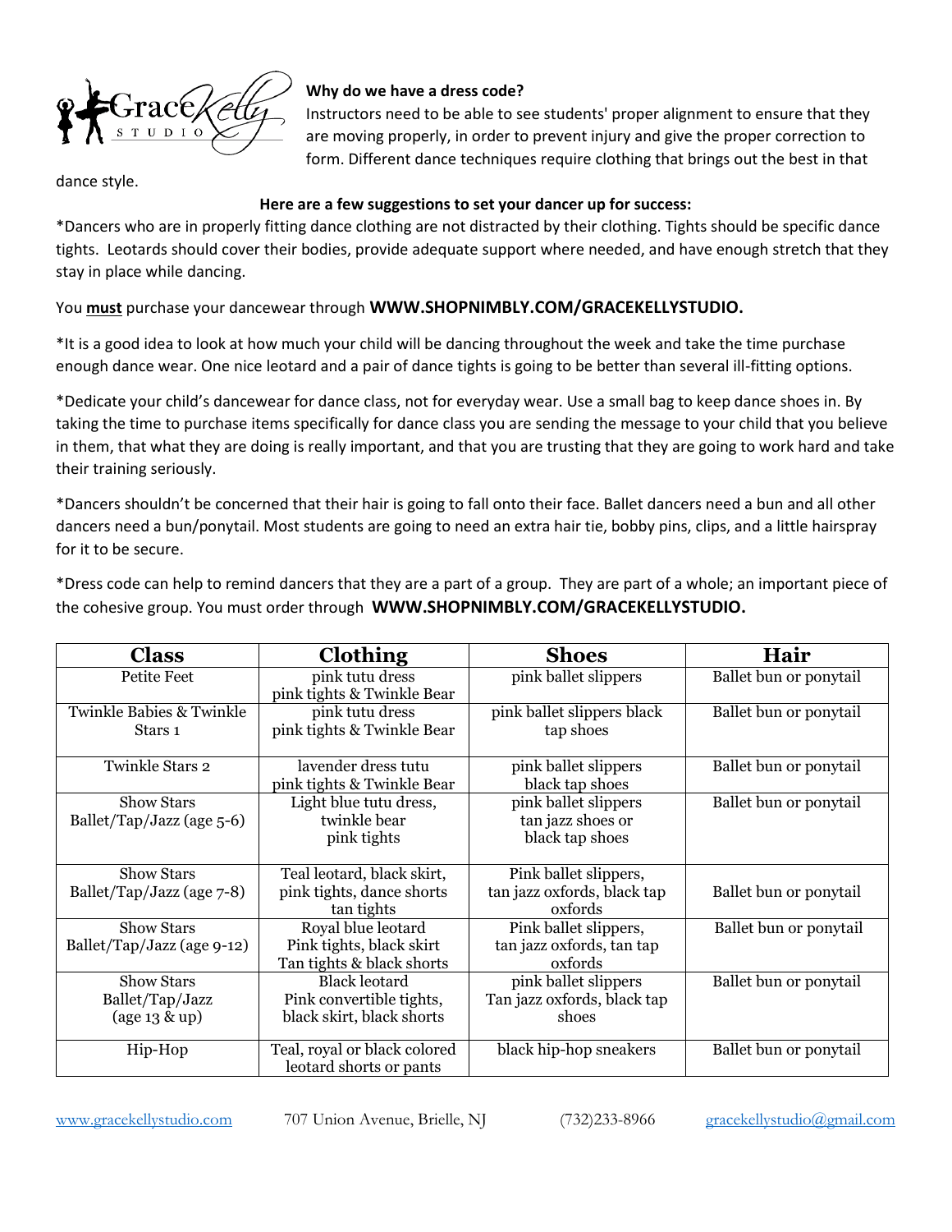**Why do we have a dress code?**

Instructors need to be able to see students' proper alignment to ensure that they are moving properly, in order to prevent injury and give the proper correction to form. Different dance techniques require clothing that brings out the best in that dance style.

**Here are a few suggestions to set your dancer up for success:**

*Dancers who are in properly fitting dance clothing are not distracted by their clothing. Tights should be specific dance tights. Leotards should cover their bodies, provide adequate support where needed, and have enough stretch that they stay in place while dancing.

You **must** purchase your dancewear through **WWW.SHOPNIMBLY.COM/GRACEKELLYSTUDIO.**

*It is a good idea to look at how much your child will be dancing throughout the week and take the time purchase enough dance wear. One nice leotard and a pair of dance tights is going to be better than several ill-fitting options.

*Dedicate your child's dancewear for dance class, not for everyday wear. Use a small bag to keep dance shoes in. By taking the time to purchase items specifically for dance class you are sending the message to your child that you believe in them, that what they are doing is really important, and that you are trusting that they are going to work hard and take their training seriously.

*Dancers shouldn't be concerned that their hair is going to fall onto their face. Ballet dancers need a bun and all other dancers need a bun/ponytail. Most students are going to need an extra hair tie, bobby pins, clips, and a little hairspray for it to be secure.

*Dress code can help to remind dancers that they are a part of a group. They are part of a whole; an important piece of the cohesive group. You must order through **WWW.SHOPNIMBLY.COM/GRACEKELLYSTUDIO.**

| Class | Clothing | Shoes | Hair |
|---|---|---|---|
| Petite Feet | pink tutu dress pink tights & Twinkle Bear | pink ballet slippers | Ballet bun or ponytail |
| Twinkle Babies & Twinkle Stars 1 | pink tutu dress pink tights & Twinkle Bear | pink ballet slippers black tap shoes | Ballet bun or ponytail |
| Twinkle Stars 2 | lavender dress tutu pink tights & Twinkle Bear | pink ballet slippers black tap shoes | Ballet bun or ponytail |
| Show Stars Ballet/Tap/Jazz (age 5-6) | Light blue tutu dress, twinkle bear pink tights | pink ballet slippers tan jazz shoes or black tap shoes | Ballet bun or ponytail |
| Show Stars Ballet/Tap/Jazz (age 7-8) | Teal leotard, black skirt, pink tights, dance shorts tan tights | Pink ballet slippers, tan jazz oxfords, black tap oxfords | Ballet bun or ponytail |
| Show Stars Ballet/Tap/Jazz (age 9-12) | Royal blue leotard Pink tights, black skirt Tan tights & black shorts | Pink ballet slippers, tan jazz oxfords, tan tap oxfords | Ballet bun or ponytail |
| Show Stars Ballet/Tap/Jazz (age 13 & up) | Black leotard Pink convertible tights, black skirt, black shorts | pink ballet slippers Tan jazz oxfords, black tap shoes | Ballet bun or ponytail |
| Hip-Hop | Teal, royal or black colored leotard shorts or pants | black hip-hop sneakers | Ballet bun or ponytail |

www.gracekellystudio.com 707 Union Avenue, Brielle, NJ (732)233-8966 gracekellystudio@gmail.com